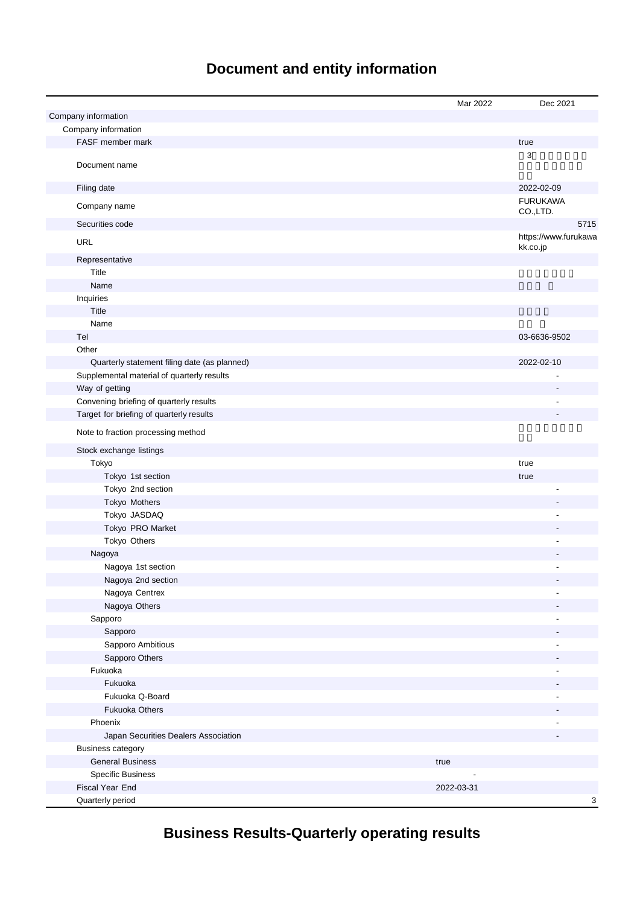# Document and entity information

| | Mar 2022 | Dec 2021 |
|---|---|---|
| Company information | | |
| Company information | | |
| FASF member mark | | true |
| Document name | | 3 |
| Filing date | | 2022-02-09 |
| Company name | | FURUKAWA CO.,LTD. |
| Securities code | | 5715 |
| URL | | https://www.furukawakk.co.jp |
| Representative | | |
| Title | | |
| Name | | |
| Inquiries | | |
| Title | | |
| Name | | |
| Tel | | 03-6636-9502 |
| Other | | |
| Quarterly statement filing date (as planned) | | 2022-02-10 |
| Supplemental material of quarterly results | | - |
| Way of getting | | - |
| Convening briefing of quarterly results | | - |
| Target for briefing of quarterly results | | - |
| Note to fraction processing method | | |
| Stock exchange listings | | |
| Tokyo | | true |
| Tokyo 1st section | | true |
| Tokyo 2nd section | | - |
| Tokyo Mothers | | - |
| Tokyo JASDAQ | | - |
| Tokyo PRO Market | | - |
| Tokyo Others | | - |
| Nagoya | | - |
| Nagoya 1st section | | - |
| Nagoya 2nd section | | - |
| Nagoya Centrex | | - |
| Nagoya Others | | - |
| Sapporo | | - |
| Sapporo | | - |
| Sapporo Ambitious | | - |
| Sapporo Others | | - |
| Fukuoka | | - |
| Fukuoka | | - |
| Fukuoka Q-Board | | - |
| Fukuoka Others | | - |
| Phoenix | | - |
| Japan Securities Dealers Association | | - |
| Business category | | |
| General Business | true | |
| Specific Business | - | |
| Fiscal Year End | 2022-03-31 | |
| Quarterly period | | 3 |

# Business Results-Quarterly operating results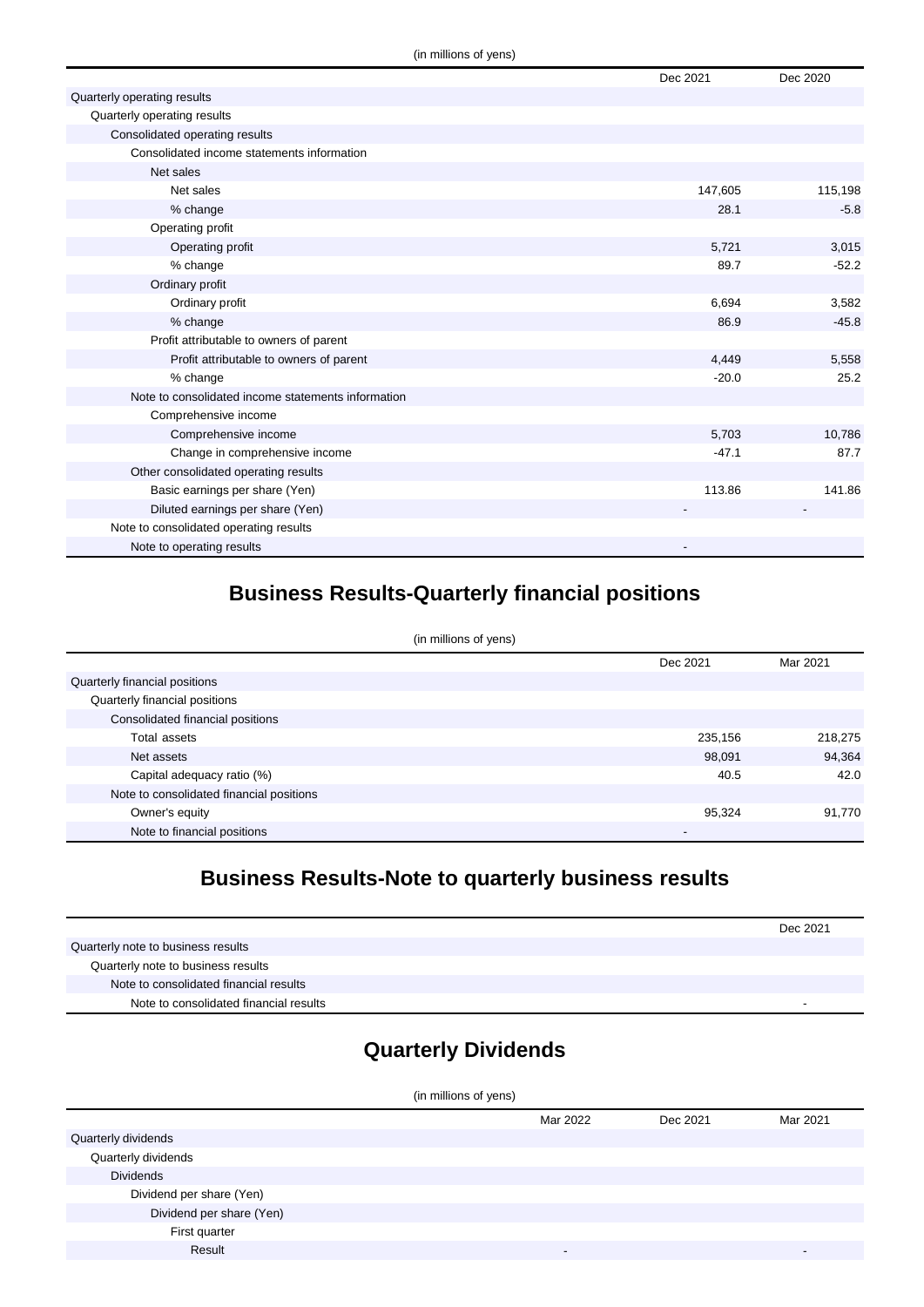(in millions of yens)

| | Dec 2021 | Dec 2020 |
|---|---|---|
| Quarterly operating results | | |
| Quarterly operating results | | |
| Consolidated operating results | | |
| Consolidated income statements information | | |
| Net sales | | |
| Net sales | 147,605 | 115,198 |
| % change | 28.1 | -5.8 |
| Operating profit | | |
| Operating profit | 5,721 | 3,015 |
| % change | 89.7 | -52.2 |
| Ordinary profit | | |
| Ordinary profit | 6,694 | 3,582 |
| % change | 86.9 | -45.8 |
| Profit attributable to owners of parent | | |
| Profit attributable to owners of parent | 4,449 | 5,558 |
| % change | -20.0 | 25.2 |
| Note to consolidated income statements information | | |
| Comprehensive income | | |
| Comprehensive income | 5,703 | 10,786 |
| Change in comprehensive income | -47.1 | 87.7 |
| Other consolidated operating results | | |
| Basic earnings per share (Yen) | 113.86 | 141.86 |
| Diluted earnings per share (Yen) | - | - |
| Note to consolidated operating results | | |
| Note to operating results | - | |

## Business Results-Quarterly financial positions

(in millions of yens)

| | Dec 2021 | Mar 2021 |
|---|---|---|
| Quarterly financial positions | | |
| Quarterly financial positions | | |
| Consolidated financial positions | | |
| Total assets | 235,156 | 218,275 |
| Net assets | 98,091 | 94,364 |
| Capital adequacy ratio (%) | 40.5 | 42.0 |
| Note to consolidated financial positions | | |
| Owner's equity | 95,324 | 91,770 |
| Note to financial positions | - | |

## Business Results-Note to quarterly business results

| | Dec 2021 |
|---|---|
| Quarterly note to business results | |
| Quarterly note to business results | |
| Note to consolidated financial results | |
| Note to consolidated financial results | - |

## Quarterly Dividends

(in millions of yens)

| | Mar 2022 | Dec 2021 | Mar 2021 |
|---|---|---|---|
| Quarterly dividends | | | |
| Quarterly dividends | | | |
| Dividends | | | |
| Dividend per share (Yen) | | | |
| Dividend per share (Yen) | | | |
| First quarter | | | |
| Result | - | | - |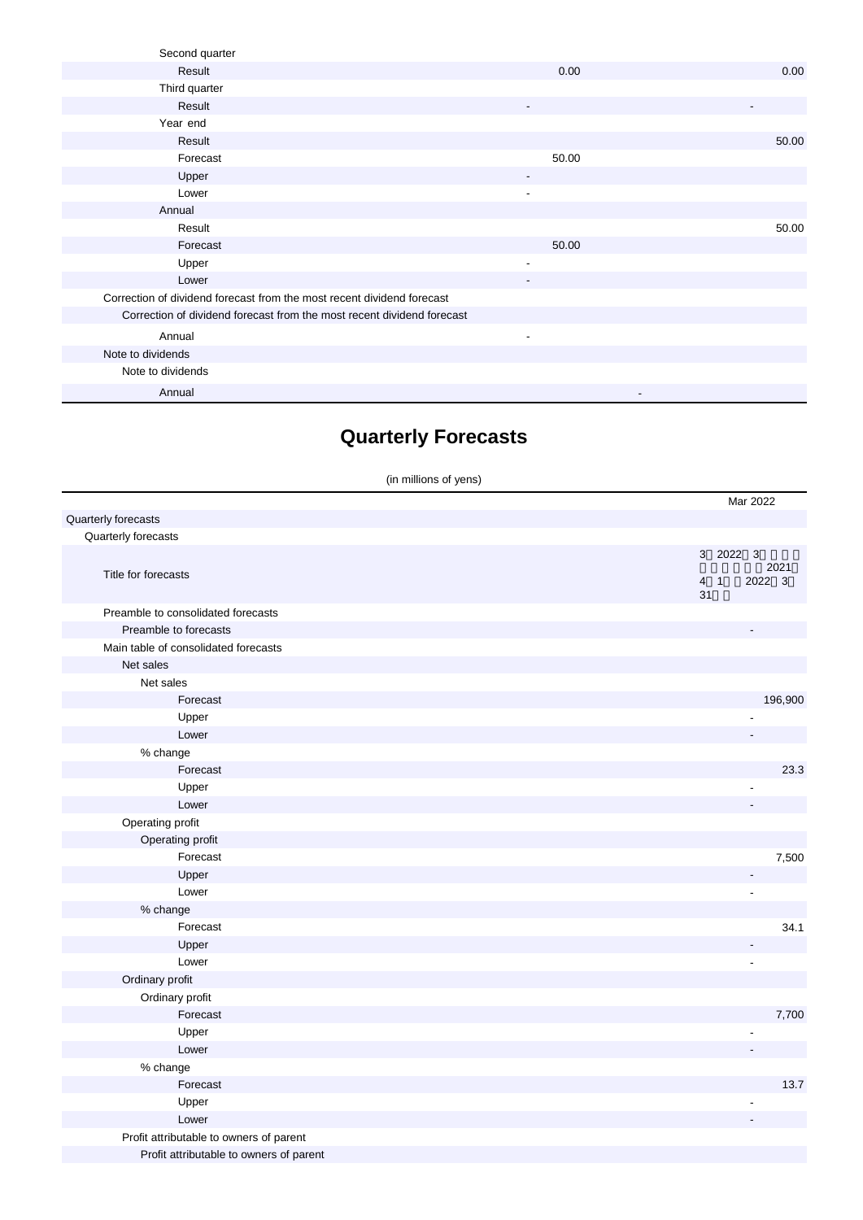| | | |
|---|---|---|
| Second quarter | | |
| Result | 0.00 | 0.00 |
| Third quarter | | |
| Result | - | - |
| Year end | | |
| Result | | 50.00 |
| Forecast | 50.00 | |
| Upper | - | |
| Lower | - | |
| Annual | | |
| Result | | 50.00 |
| Forecast | 50.00 | |
| Upper | - | |
| Lower | - | |
| Correction of dividend forecast from the most recent dividend forecast | | |
| Correction of dividend forecast from the most recent dividend forecast | | |
| Annual | - | |
| Note to dividends | | |
| Note to dividends | | |
| Annual | - | |

# Quarterly Forecasts

(in millions of yens)

| | Mar 2022 |
|---|---|
| Quarterly forecasts | |
| Quarterly forecasts | |
| Title for forecasts | 3 2022 3 2021 4 1 2022 3 31 |
| Preamble to consolidated forecasts | |
| Preamble to forecasts | - |
| Main table of consolidated forecasts | |
| Net sales | |
| Net sales | |
| Forecast | 196,900 |
| Upper | - |
| Lower | - |
| % change | |
| Forecast | 23.3 |
| Upper | - |
| Lower | - |
| Operating profit | |
| Operating profit | |
| Forecast | 7,500 |
| Upper | - |
| Lower | - |
| % change | |
| Forecast | 34.1 |
| Upper | - |
| Lower | - |
| Ordinary profit | |
| Ordinary profit | |
| Forecast | 7,700 |
| Upper | - |
| Lower | - |
| % change | |
| Forecast | 13.7 |
| Upper | - |
| Lower | - |
| Profit attributable to owners of parent | |
| Profit attributable to owners of parent | |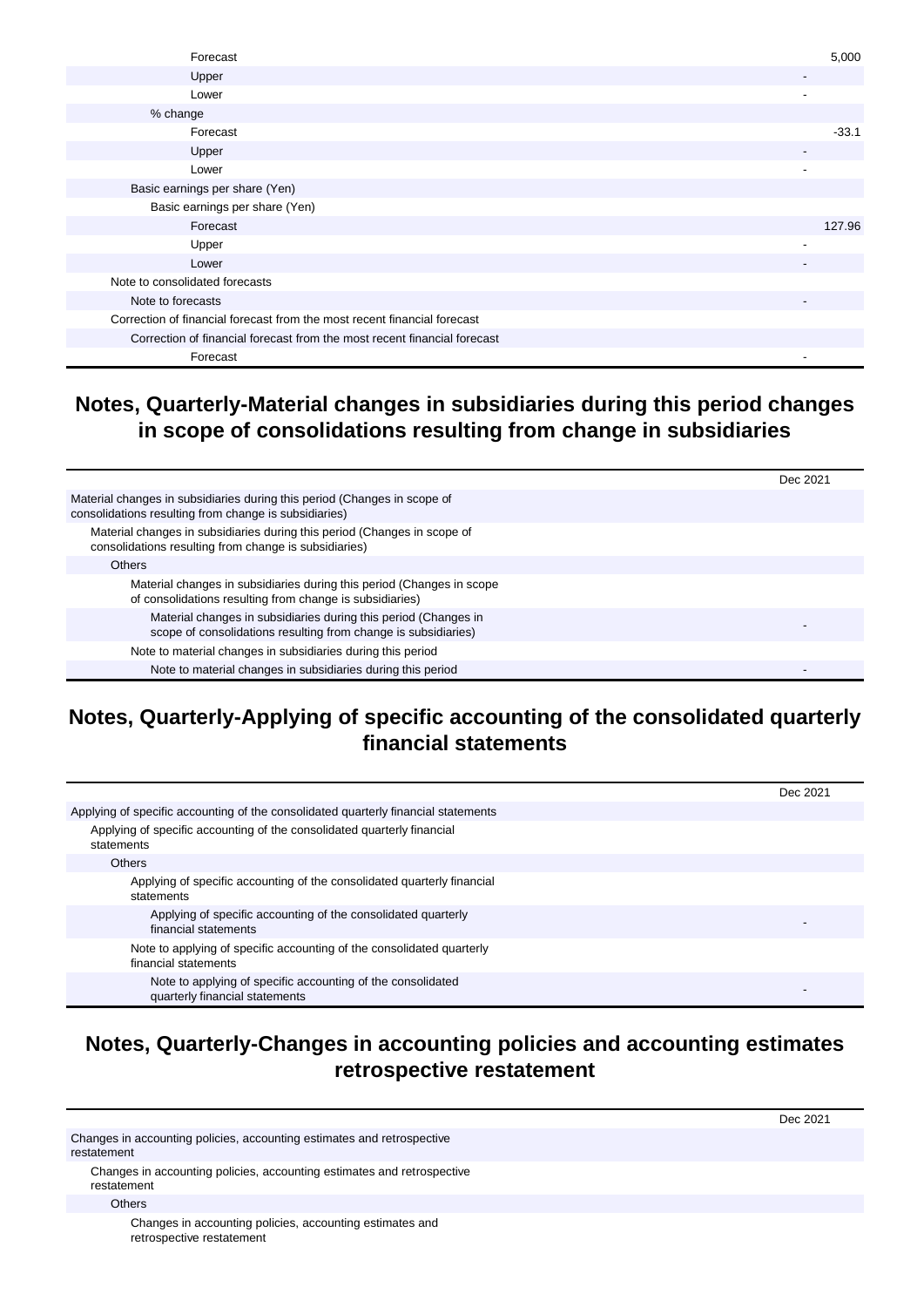| | |
|---|---|
| Forecast | 5,000 |
| Upper | - |
| Lower | - |
| % change | |
| Forecast | -33.1 |
| Upper | - |
| Lower | - |
| Basic earnings per share (Yen) | |
| Basic earnings per share (Yen) | |
| Forecast | 127.96 |
| Upper | - |
| Lower | - |
| Note to consolidated forecasts | |
| Note to forecasts | - |
| Correction of financial forecast from the most recent financial forecast | |
| Correction of financial forecast from the most recent financial forecast | |
| Forecast | - |

## Notes, Quarterly-Material changes in subsidiaries during this period changes in scope of consolidations resulting from change in subsidiaries

| | Dec 2021 |
|---|---|
| Material changes in subsidiaries during this period (Changes in scope of consolidations resulting from change is subsidiaries) | |
| Material changes in subsidiaries during this period (Changes in scope of consolidations resulting from change is subsidiaries) | |
| Others | |
| Material changes in subsidiaries during this period (Changes in scope of consolidations resulting from change is subsidiaries) | |
| Material changes in subsidiaries during this period (Changes in scope of consolidations resulting from change is subsidiaries) | - |
| Note to material changes in subsidiaries during this period | |
| Note to material changes in subsidiaries during this period | - |

## Notes, Quarterly-Applying of specific accounting of the consolidated quarterly financial statements

| | Dec 2021 |
|---|---|
| Applying of specific accounting of the consolidated quarterly financial statements | |
| Applying of specific accounting of the consolidated quarterly financial statements | |
| Others | |
| Applying of specific accounting of the consolidated quarterly financial statements | |
| Applying of specific accounting of the consolidated quarterly financial statements | - |
| Note to applying of specific accounting of the consolidated quarterly financial statements | |
| Note to applying of specific accounting of the consolidated quarterly financial statements | - |

## Notes, Quarterly-Changes in accounting policies and accounting estimates retrospective restatement

| | Dec 2021 |
|---|---|
| Changes in accounting policies, accounting estimates and retrospective restatement | |
| Changes in accounting policies, accounting estimates and retrospective restatement | |
| Others | |
| Changes in accounting policies, accounting estimates and retrospective restatement | |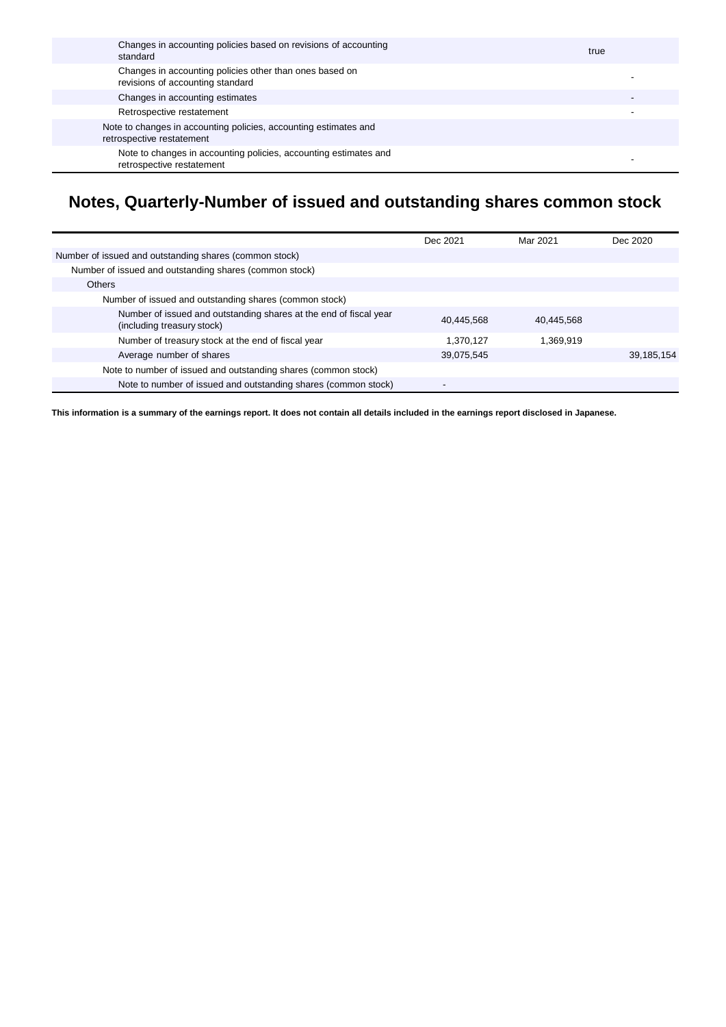| | |
|---|---|
| Changes in accounting policies based on revisions of accounting standard | true |
| Changes in accounting policies other than ones based on revisions of accounting standard | - |
| Changes in accounting estimates | - |
| Retrospective restatement | - |
| Note to changes in accounting policies, accounting estimates and retrospective restatement | |
| Note to changes in accounting policies, accounting estimates and retrospective restatement | - |

## Notes, Quarterly-Number of issued and outstanding shares common stock

| | Dec 2021 | Mar 2021 | Dec 2020 |
|---|---|---|---|
| Number of issued and outstanding shares (common stock) | | | |
| Number of issued and outstanding shares (common stock) | | | |
| Others | | | |
| Number of issued and outstanding shares (common stock) | | | |
| Number of issued and outstanding shares at the end of fiscal year (including treasury stock) | 40,445,568 | 40,445,568 | |
| Number of treasury stock at the end of fiscal year | 1,370,127 | 1,369,919 | |
| Average number of shares | 39,075,545 | | 39,185,154 |
| Note to number of issued and outstanding shares (common stock) | | | |
| Note to number of issued and outstanding shares (common stock) | - | | |

**This information is a summary of the earnings report. It does not contain all details included in the earnings report disclosed in Japanese.**